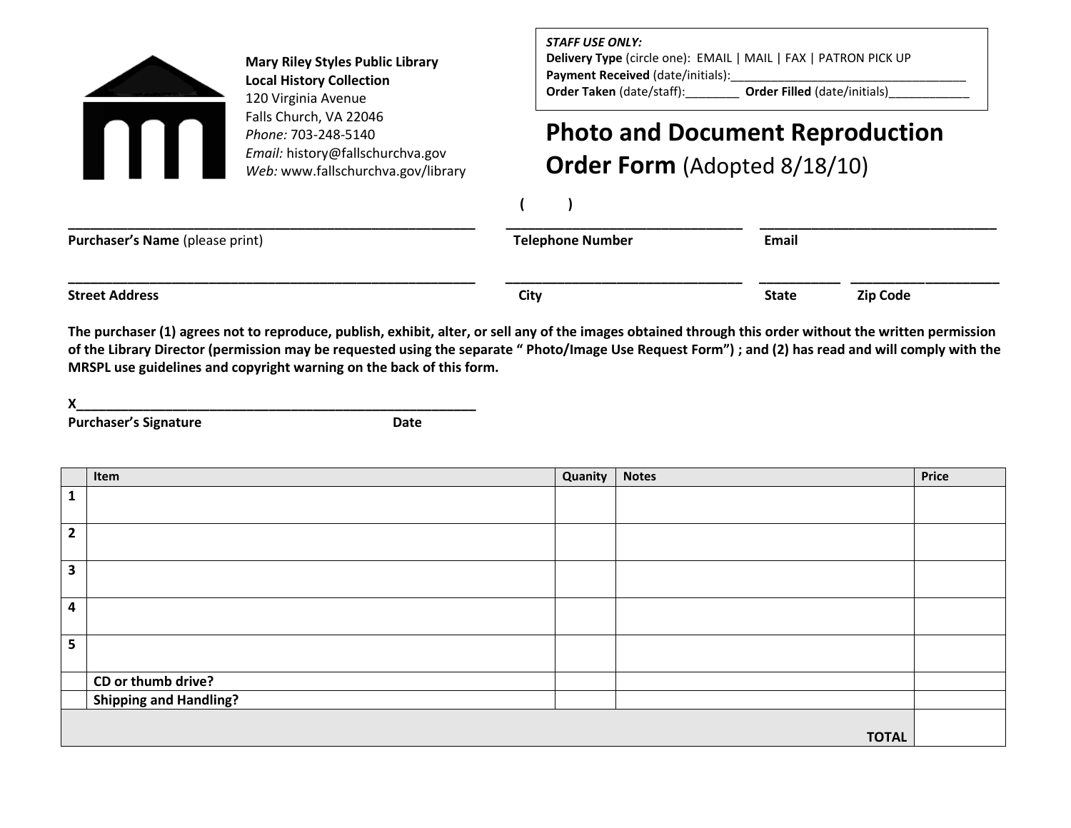**Mary Riley Styles Public Library**
**Local History Collection**
120 Virginia Avenue
Falls Church, VA 22046
*Phone:* 703-248-5140
*Email:* history@fallschurchva.gov
*Web:* www.fallschurchva.gov/library

| ***STAFF USE ONLY:*** |
|---|
| **Delivery Type** (circle one): EMAIL \| MAIL \| FAX \| PATRON PICK UP |
| **Payment Received** (date/initials):_____________________________________ |
| **Order Taken** (date/staff):________ **Order Filled** (date/initials)____________ |

# Photo and Document Reproduction Order Form (Adopted 8/18/10)

_________________________________________________________ ( ) _________________________________ _______________________________

**Purchaser's Name** (please print) **Telephone Number** **Email**

_________________________________________________________ _________________________________ ___________ ____________________

**Street Address** **City** **State** **Zip Code**

**The purchaser (1) agrees not to reproduce, publish, exhibit, alter, or sell any of the images obtained through this order without the written permission of the Library Director (permission may be requested using the separate " Photo/Image Use Request Form") ; and (2) has read and will comply with the MRSPL use guidelines and copyright warning on the back of this form.**

X_______________________________________________________

**Purchaser's Signature** **Date**

| | Item | Quanity | Notes | Price |
|---|---|---|---|---|
| **1** | | | | |
| **2** | | | | |
| **3** | | | | |
| **4** | | | | |
| **5** | | | | |
| | **CD or thumb drive?** | | | |
| | **Shipping and Handling?** | | | |
| | | | **TOTAL** | |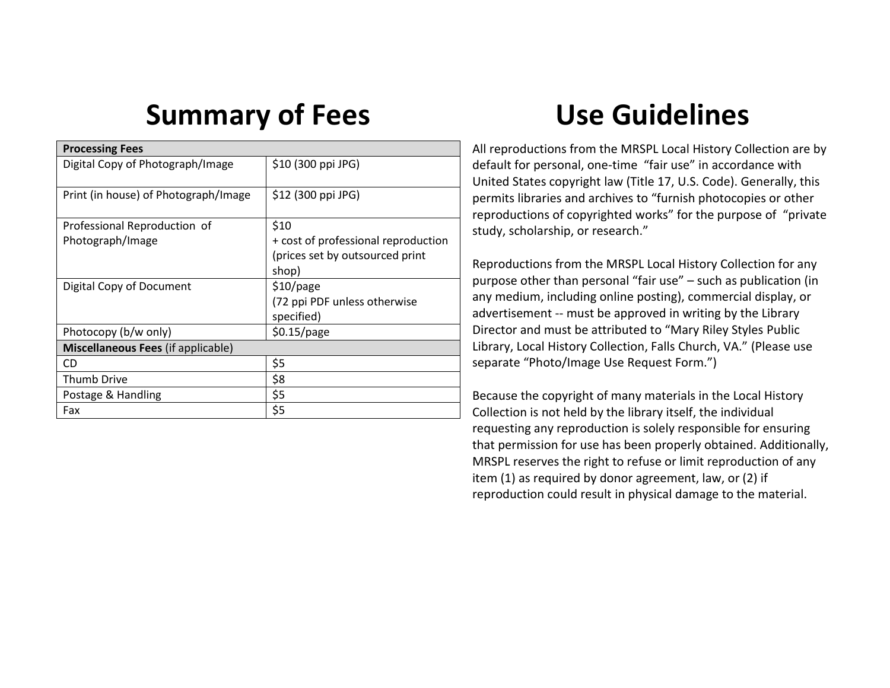# Summary of Fees

| | |
|---|---|
| **Processing Fees** | |
| Digital Copy of Photograph/Image | $10 (300 ppi JPG) |
| Print (in house) of Photograph/Image | $12 (300 ppi JPG) |
| Professional Reproduction of Photograph/Image | $10 + cost of professional reproduction (prices set by outsourced print shop) |
| Digital Copy of Document | $10/page (72 ppi PDF unless otherwise specified) |
| Photocopy (b/w only) | $0.15/page |
| **Miscellaneous Fees** (if applicable) | |
| CD | $5 |
| Thumb Drive | $8 |
| Postage & Handling | $5 |
| Fax | $5 |

# Use Guidelines

All reproductions from the MRSPL Local History Collection are by default for personal, one-time "fair use" in accordance with United States copyright law (Title 17, U.S. Code). Generally, this permits libraries and archives to "furnish photocopies or other reproductions of copyrighted works" for the purpose of "private study, scholarship, or research."

Reproductions from the MRSPL Local History Collection for any purpose other than personal "fair use" – such as publication (in any medium, including online posting), commercial display, or advertisement -- must be approved in writing by the Library Director and must be attributed to "Mary Riley Styles Public Library, Local History Collection, Falls Church, VA." (Please use separate "Photo/Image Use Request Form.")

Because the copyright of many materials in the Local History Collection is not held by the library itself, the individual requesting any reproduction is solely responsible for ensuring that permission for use has been properly obtained. Additionally, MRSPL reserves the right to refuse or limit reproduction of any item (1) as required by donor agreement, law, or (2) if reproduction could result in physical damage to the material.